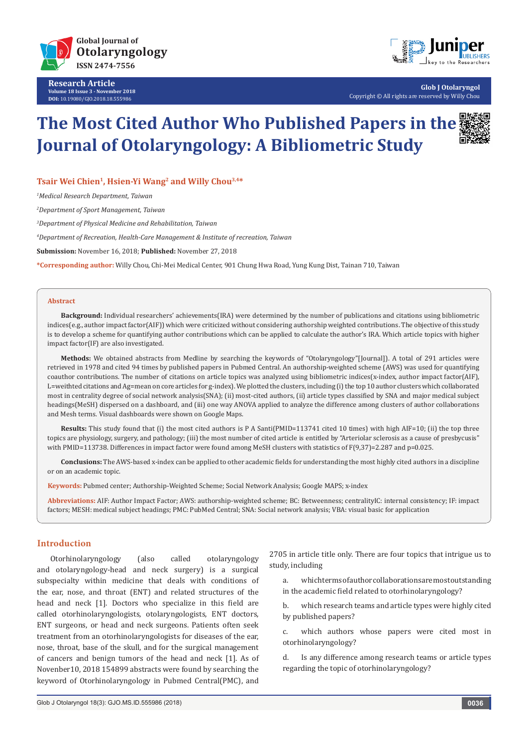Research Article
Volume 18 Issue 3 - November 2018
DOI: 10.19080/GJO.2018.18.555986

Glob J Otolaryngol
Copyright © All rights are reserved by Willy Chou

# The Most Cited Author Who Published Papers in the Journal of Otolaryngology: A Bibliometric Study

**Tsair Wei Chien[1], Hsien-Yi Wang[2] and Willy Chou[3,4]***

[1]*Medical Research Department, Taiwan*

[2]*Department of Sport Management, Taiwan*

[3]*Department of Physical Medicine and Rehabilitation, Taiwan*

[4]*Department of Recreation, Health-Care Management & Institute of recreation, Taiwan*

**Submission:** November 16, 2018; **Published:** November 27, 2018

***Corresponding author:** Willy Chou, Chi-Mei Medical Center, 901 Chung Hwa Road, Yung Kung Dist, Tainan 710, Taiwan

## Abstract

**Background:** Individual researchers' achievements(IRA) were determined by the number of publications and citations using bibliometric indices(e.g., author impact factor(AIF)) which were criticized without considering authorship weighted contributions. The objective of this study is to develop a scheme for quantifying author contributions which can be applied to calculate the author's IRA. Which article topics with higher impact factor(IF) are also investigated.

**Methods:** We obtained abstracts from Medline by searching the keywords of "Otolaryngology"[Journal]). A total of 291 articles were retrieved in 1978 and cited 94 times by published papers in Pubmed Central. An authorship-weighted scheme (AWS) was used for quantifying coauthor contributions. The number of citations on article topics was analyzed using bibliometric indices(x-index, author impact factor(AIF), L=weithted citations and Ag=mean on core articles for g-index). We plotted the clusters, including (i) the top 10 author clusters which collaborated most in centrality degree of social network analysis(SNA); (ii) most-cited authors, (ii) article types classified by SNA and major medical subject headings(MeSH) dispersed on a dashboard, and (iii) one way ANOVA applied to analyze the difference among clusters of author collaborations and Mesh terms. Visual dashboards were shown on Google Maps.

**Results:** This study found that (i) the most cited authors is P A Santi(PMID=113741 cited 10 times) with high AIF=10; (ii) the top three topics are physiology, surgery, and pathology; (iii) the most number of cited article is entitled by "Arteriolar sclerosis as a cause of presbycusis" with PMID=113738. Differences in impact factor were found among MeSH clusters with statistics of $F(9,37)=2.287$ and $p=0.025$.

**Conclusions:** The AWS-based x-index can be applied to other academic fields for understanding the most highly cited authors in a discipline or on an academic topic.

**Keywords:** Pubmed center; Authorship-Weighted Scheme; Social Network Analysis; Google MAPS; x-index

**Abbreviations:** AIF: Author Impact Factor; AWS: authorship-weighted scheme; BC: Betweenness; centralityIC: internal consistency; IF: impact factors; MESH: medical subject headings; PMC: PubMed Central; SNA: Social network analysis; VBA: visual basic for application

## Introduction

Otorhinolaryngology (also called otolaryngology and otolaryngology-head and neck surgery) is a surgical subspecialty within medicine that deals with conditions of the ear, nose, and throat (ENT) and related structures of the head and neck [1]. Doctors who specialize in this field are called otorhinolaryngologists, otolaryngologists, ENT doctors, ENT surgeons, or head and neck surgeons. Patients often seek treatment from an otorhinolaryngologists for diseases of the ear, nose, throat, base of the skull, and for the surgical management of cancers and benign tumors of the head and neck [1]. As of Novenber10, 2018 154899 abstracts were found by searching the keyword of Otorhinolaryngology in Pubmed Central(PMC), and 2705 in article title only. There are four topics that intrigue us to study, including

a. which terms of author collaborations are most outstanding in the academic field related to otorhinolaryngology?

b. which research teams and article types were highly cited by published papers?

c. which authors whose papers were cited most in otorhinolaryngology?

d. Is any difference among research teams or article types regarding the topic of otorhinolaryngology?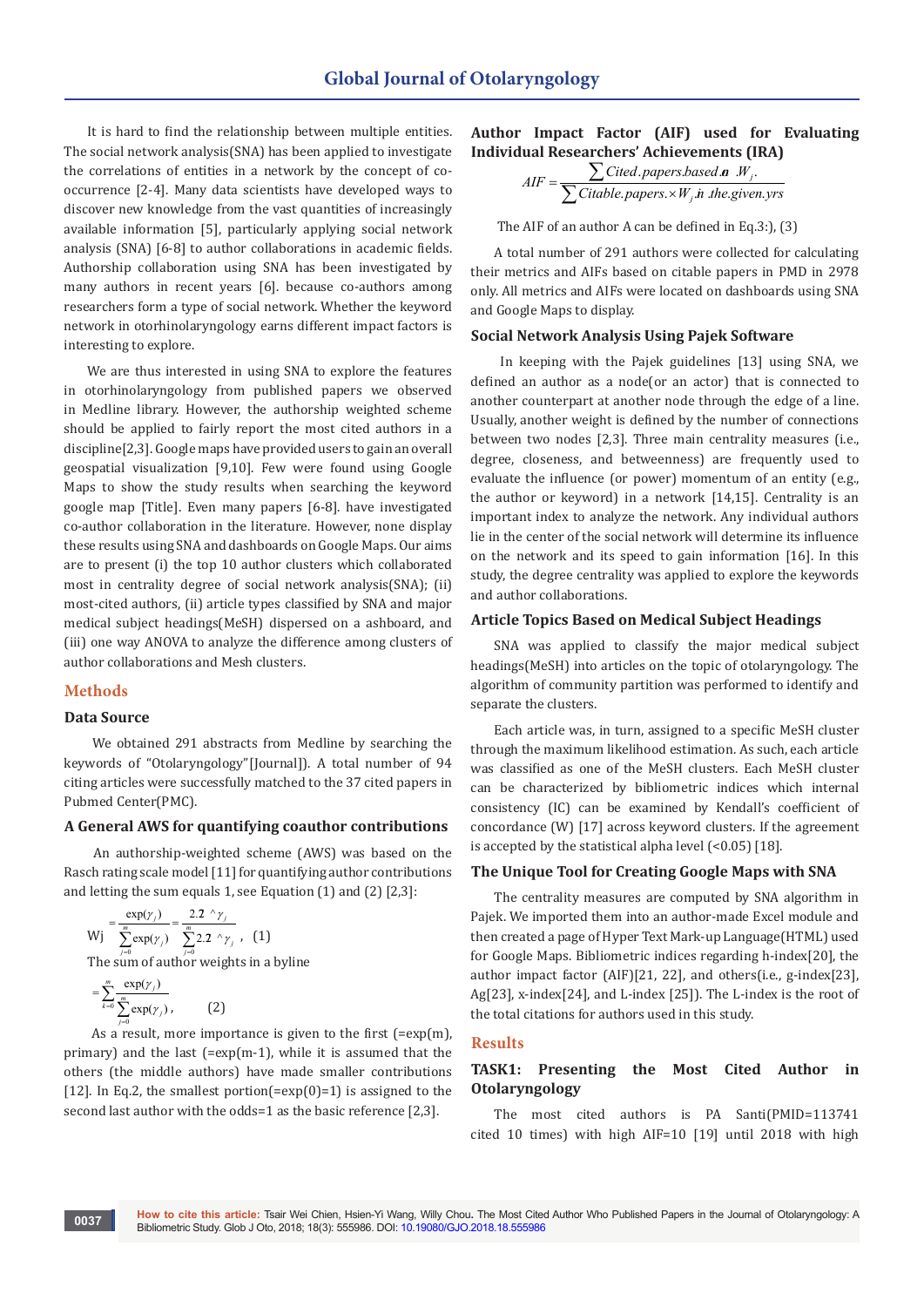It is hard to find the relationship between multiple entities. The social network analysis(SNA) has been applied to investigate the correlations of entities in a network by the concept of co-occurrence [2-4]. Many data scientists have developed ways to discover new knowledge from the vast quantities of increasingly available information [5], particularly applying social network analysis (SNA) [6-8] to author collaborations in academic fields. Authorship collaboration using SNA has been investigated by many authors in recent years [6]. because co-authors among researchers form a type of social network. Whether the keyword network in otorhinolaryngology earns different impact factors is interesting to explore.

We are thus interested in using SNA to explore the features in otorhinolaryngology from published papers we observed in Medline library. However, the authorship weighted scheme should be applied to fairly report the most cited authors in a discipline[2,3]. Google maps have provided users to gain an overall geospatial visualization [9,10]. Few were found using Google Maps to show the study results when searching the keyword google map [Title]. Even many papers [6-8]. have investigated co-author collaboration in the literature. However, none display these results using SNA and dashboards on Google Maps. Our aims are to present (i) the top 10 author clusters which collaborated most in centrality degree of social network analysis(SNA); (ii) most-cited authors, (ii) article types classified by SNA and major medical subject headings(MeSH) dispersed on a ashboard, and (iii) one way ANOVA to analyze the difference among clusters of author collaborations and Mesh clusters.

## Methods

### Data Source

We obtained 291 abstracts from Medline by searching the keywords of "Otolaryngology"[Journal]). A total number of 94 citing articles were successfully matched to the 37 cited papers in Pubmed Center(PMC).

### A General AWS for quantifying coauthor contributions

An authorship-weighted scheme (AWS) was based on the Rasch rating scale model [11] for quantifying author contributions and letting the sum equals 1, see Equation (1) and (2) [2,3]:

$$W_j = \frac{\exp(\gamma_j)}{\sum_{j=0}^{m}\exp(\gamma_j)} = \frac{2.2^{\wedge}\gamma_j}{\sum_{j=0}^{m} 2.2^{\wedge}\gamma_j}, \quad (1)$$

The sum of author weights in a byline

$$= \sum_{k=0}^{m} \frac{\exp(\gamma_j)}{\sum_{j=0}^{m}\exp(\gamma_j)}, \quad (2)$$

As a result, more importance is given to the first (=exp(m), primary) and the last (=exp(m-1), while it is assumed that the others (the middle authors) have made smaller contributions [12]. In Eq.2, the smallest portion(=exp(0)=1) is assigned to the second last author with the odds=1 as the basic reference [2,3].

### Author Impact Factor (AIF) used for Evaluating Individual Researchers' Achievements (IRA)

$$AIF = \frac{\sum Cited.papers.based.on.W_j.}{\sum Citable.papers.\times W_j.in.the.given.yrs}$$

The AIF of an author A can be defined in Eq.3:), (3)

A total number of 291 authors were collected for calculating their metrics and AIFs based on citable papers in PMD in 2978 only. All metrics and AIFs were located on dashboards using SNA and Google Maps to display.

### Social Network Analysis Using Pajek Software

In keeping with the Pajek guidelines [13] using SNA, we defined an author as a node(or an actor) that is connected to another counterpart at another node through the edge of a line. Usually, another weight is defined by the number of connections between two nodes [2,3]. Three main centrality measures (i.e., degree, closeness, and betweenness) are frequently used to evaluate the influence (or power) momentum of an entity (e.g., the author or keyword) in a network [14,15]. Centrality is an important index to analyze the network. Any individual authors lie in the center of the social network will determine its influence on the network and its speed to gain information [16]. In this study, the degree centrality was applied to explore the keywords and author collaborations.

### Article Topics Based on Medical Subject Headings

SNA was applied to classify the major medical subject headings(MeSH) into articles on the topic of otolaryngology. The algorithm of community partition was performed to identify and separate the clusters.

Each article was, in turn, assigned to a specific MeSH cluster through the maximum likelihood estimation. As such, each article was classified as one of the MeSH clusters. Each MeSH cluster can be characterized by bibliometric indices which internal consistency (IC) can be examined by Kendall's coefficient of concordance (W) [17] across keyword clusters. If the agreement is accepted by the statistical alpha level (<0.05) [18].

### The Unique Tool for Creating Google Maps with SNA

The centrality measures are computed by SNA algorithm in Pajek. We imported them into an author-made Excel module and then created a page of Hyper Text Mark-up Language(HTML) used for Google Maps. Bibliometric indices regarding h-index[20], the author impact factor (AIF)[21, 22], and others(i.e., g-index[23], Ag[23], x-index[24], and L-index [25]). The L-index is the root of the total citations for authors used in this study.

## Results

### TASK1: Presenting the Most Cited Author in Otolaryngology

The most cited authors is PA Santi(PMID=113741 cited 10 times) with high AIF=10 [19] until 2018 with high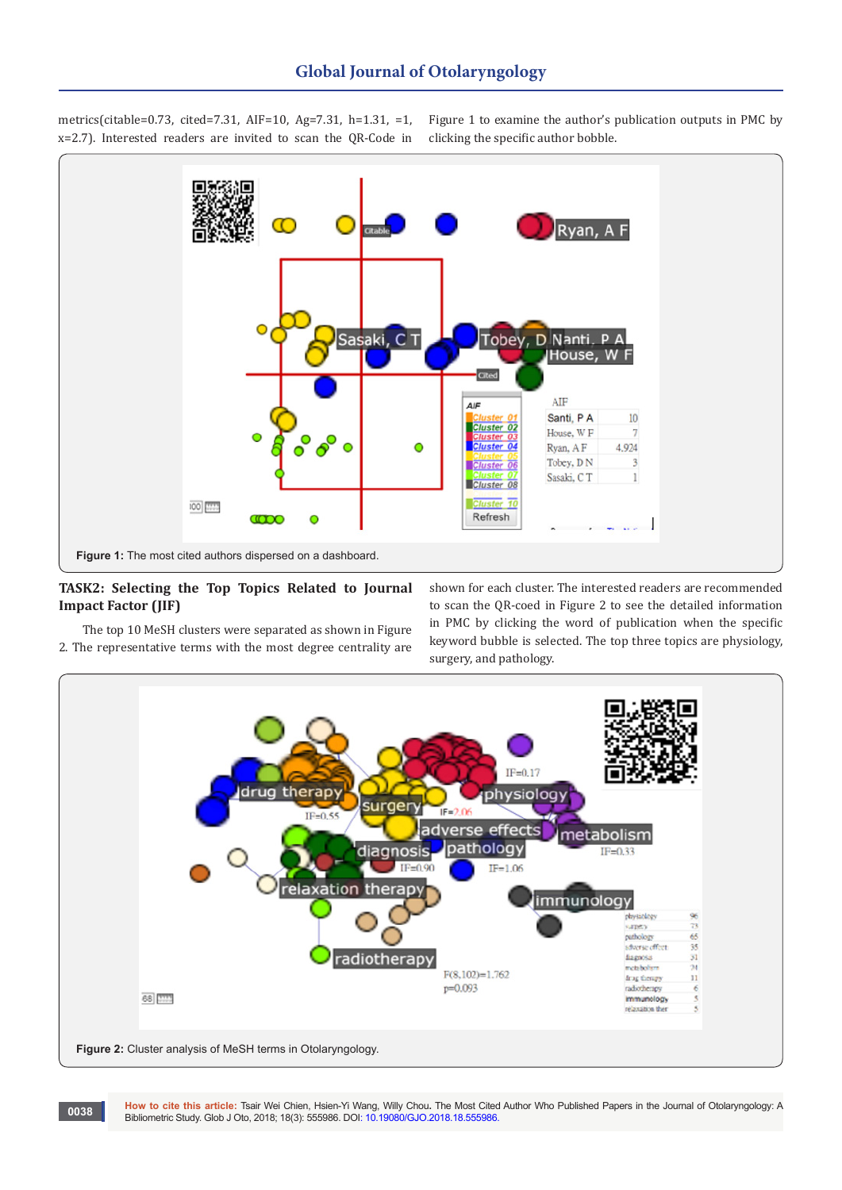metrics(citable=0.73, cited=7.31, AIF=10, Ag=7.31, h=1.31, =1, x=2.7). Interested readers are invited to scan the QR-Code in Figure 1 to examine the author's publication outputs in PMC by clicking the specific author bobble.

Citable

Ryan, A F

Sasaki, C T

Tobey, D N

Nanti, P A

House, W F

Cited

AIF

Cluster 01
Cluster 02
Cluster 03
Cluster 04
Cluster 05
Cluster 06
Cluster 07
Cluster 08
Cluster 10

Refresh

AIF
Santi, P A 10
House, W F 7
Ryan, A F 4.924
Tobey, D N 3
Sasaki, C T 1

Figure 1: The most cited authors dispersed on a dashboard.

## TASK2: Selecting the Top Topics Related to Journal Impact Factor (JIF)

The top 10 MeSH clusters were separated as shown in Figure 2. The representative terms with the most degree centrality are shown for each cluster. The interested readers are recommended to scan the QR-coed in Figure 2 to see the detailed information in PMC by clicking the word of publication when the specific keyword bubble is selected. The top three topics are physiology, surgery, and pathology.

drug therapy

IF=0.55

surgery

IF=2.06

IF=0.17

physiology

adverse effects

metabolism

IF=0.33

diagnosis

pathology

IF=0.90

IF=1.06

relaxation therapy

immunology

radiotherapy

F(8,102)=1.762
p=0.093

physiology 96
surgery 73
pathology 65
adverse effect 35
diagnosis 31
metabolism 24
drug therapy 11
radiotherapy 6
immunology 5
relaxation ther 5

68

Figure 2: Cluster analysis of MeSH terms in Otolaryngology.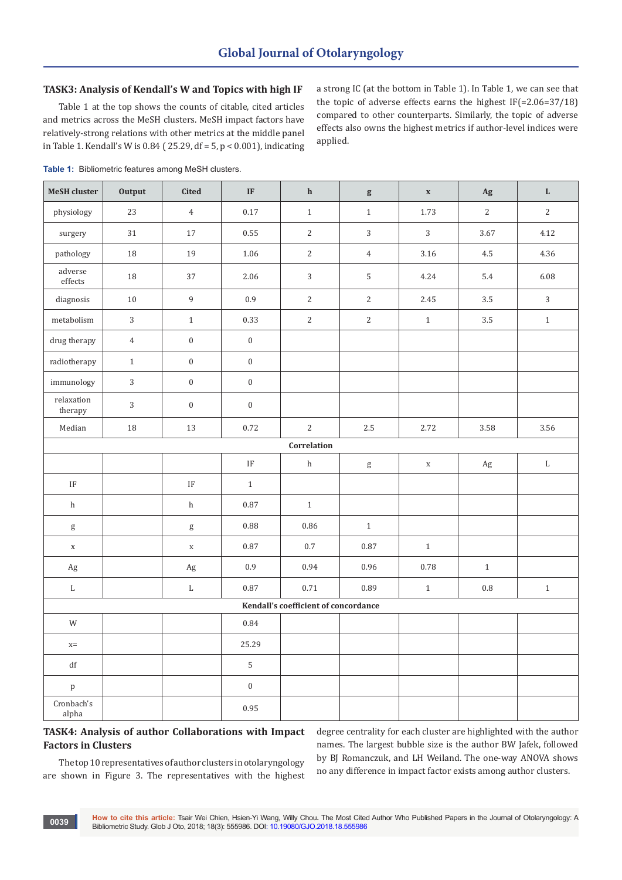### TASK3: Analysis of Kendall's W and Topics with high IF

Table 1 at the top shows the counts of citable, cited articles and metrics across the MeSH clusters. MeSH impact factors have relatively-strong relations with other metrics at the middle panel in Table 1. Kendall's W is 0.84 ( 25.29, df = 5, $p < 0.001$), indicating a strong IC (at the bottom in Table 1). In Table 1, we can see that the topic of adverse effects earns the highest IF(=2.06=37/18) compared to other counterparts. Similarly, the topic of adverse effects also owns the highest metrics if author-level indices were applied.

**Table 1:** Bibliometric features among MeSH clusters.

| MeSH cluster | Output | Cited | IF | h | g | x | Ag | L |
|---|---|---|---|---|---|---|---|---|
| physiology | 23 | 4 | 0.17 | 1 | 1 | 1.73 | 2 | 2 |
| surgery | 31 | 17 | 0.55 | 2 | 3 | 3 | 3.67 | 4.12 |
| pathology | 18 | 19 | 1.06 | 2 | 4 | 3.16 | 4.5 | 4.36 |
| adverse effects | 18 | 37 | 2.06 | 3 | 5 | 4.24 | 5.4 | 6.08 |
| diagnosis | 10 | 9 | 0.9 | 2 | 2 | 2.45 | 3.5 | 3 |
| metabolism | 3 | 1 | 0.33 | 2 | 2 | 1 | 3.5 | 1 |
| drug therapy | 4 | 0 | 0 | | | | | |
| radiotherapy | 1 | 0 | 0 | | | | | |
| immunology | 3 | 0 | 0 | | | | | |
| relaxation therapy | 3 | 0 | 0 | | | | | |
| Median | 18 | 13 | 0.72 | 2 | 2.5 | 2.72 | 3.58 | 3.56 |
| **Correlation** | | | | | | | | |
| | | | IF | h | g | x | Ag | L |
| IF | | IF | 1 | | | | | |
| h | | h | 0.87 | 1 | | | | |
| g | | g | 0.88 | 0.86 | 1 | | | |
| x | | x | 0.87 | 0.7 | 0.87 | 1 | | |
| Ag | | Ag | 0.9 | 0.94 | 0.96 | 0.78 | 1 | |
| L | | L | 0.87 | 0.71 | 0.89 | 1 | 0.8 | 1 |
| **Kendall's coefficient of concordance** | | | | | | | | |
| W | | | 0.84 | | | | | |
| x= | | | 25.29 | | | | | |
| df | | | 5 | | | | | |
| p | | | 0 | | | | | |
| Cronbach's alpha | | | 0.95 | | | | | |

### TASK4: Analysis of author Collaborations with Impact Factors in Clusters

The top 10 representatives of author clusters in otolaryngology are shown in Figure 3. The representatives with the highest degree centrality for each cluster are highlighted with the author names. The largest bubble size is the author BW Jafek, followed by BJ Romanczuk, and LH Weiland. The one-way ANOVA shows no any difference in impact factor exists among author clusters.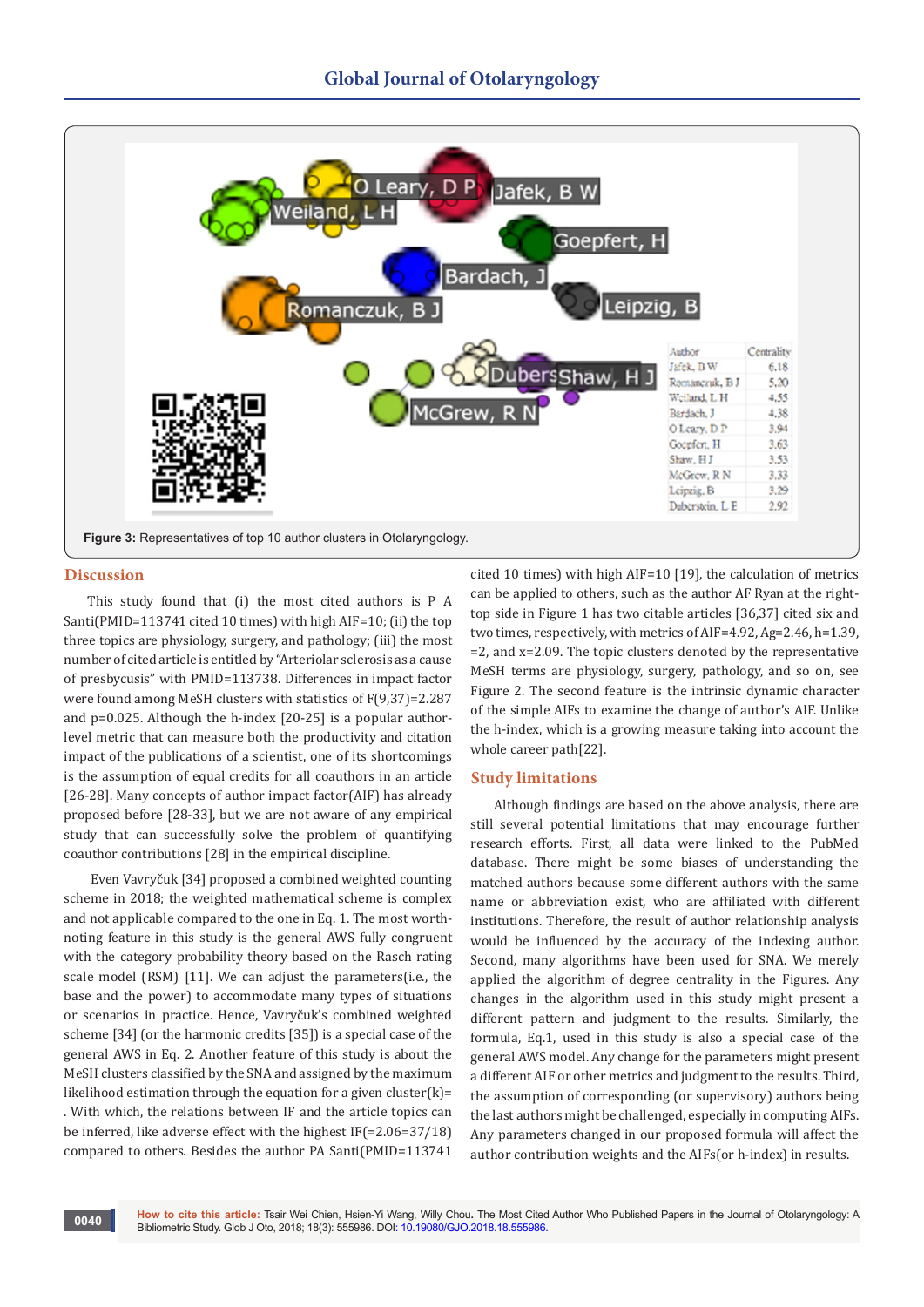Author | Centrality
Jafek, B W | 6.18
Romanczuk, B J | 5.20
Weiland, L H | 4.55
Bardach, J | 4.38
O Leary, D P | 3.94
Goepfert, H | 3.63
Shaw, H J | 3.53
McGrew, R N | 3.33
Leipzig, B | 3.29
Duberstein, L E | 2.92

**Figure 3:** Representatives of top 10 author clusters in Otolaryngology.

## Discussion

This study found that (i) the most cited authors is P A Santi(PMID=113741 cited 10 times) with high AIF=10; (ii) the top three topics are physiology, surgery, and pathology; (iii) the most number of cited article is entitled by "Arteriolar sclerosis as a cause of presbycusis" with PMID=113738. Differences in impact factor were found among MeSH clusters with statistics of F(9,37)=2.287 and p=0.025. Although the h-index [20-25] is a popular author-level metric that can measure both the productivity and citation impact of the publications of a scientist, one of its shortcomings is the assumption of equal credits for all coauthors in an article [26-28]. Many concepts of author impact factor(AIF) has already proposed before [28-33], but we are not aware of any empirical study that can successfully solve the problem of quantifying coauthor contributions [28] in the empirical discipline.

Even Vavryčuk [34] proposed a combined weighted counting scheme in 2018; the weighted mathematical scheme is complex and not applicable compared to the one in Eq. 1. The most worth-noting feature in this study is the general AWS fully congruent with the category probability theory based on the Rasch rating scale model (RSM) [11]. We can adjust the parameters(i.e., the base and the power) to accommodate many types of situations or scenarios in practice. Hence, Vavryčuk's combined weighted scheme [34] (or the harmonic credits [35]) is a special case of the general AWS in Eq. 2. Another feature of this study is about the MeSH clusters classified by the SNA and assigned by the maximum likelihood estimation through the equation for a given cluster(k)= . With which, the relations between IF and the article topics can be inferred, like adverse effect with the highest IF(=2.06=37/18) compared to others. Besides the author PA Santi(PMID=113741 cited 10 times) with high AIF=10 [19], the calculation of metrics can be applied to others, such as the author AF Ryan at the right-top side in Figure 1 has two citable articles [36,37] cited six and two times, respectively, with metrics of AIF=4.92, Ag=2.46, h=1.39, =2, and x=2.09. The topic clusters denoted by the representative MeSH terms are physiology, surgery, pathology, and so on, see Figure 2. The second feature is the intrinsic dynamic character of the simple AIFs to examine the change of author's AIF. Unlike the h-index, which is a growing measure taking into account the whole career path[22].

## Study limitations

Although findings are based on the above analysis, there are still several potential limitations that may encourage further research efforts. First, all data were linked to the PubMed database. There might be some biases of understanding the matched authors because some different authors with the same name or abbreviation exist, who are affiliated with different institutions. Therefore, the result of author relationship analysis would be influenced by the accuracy of the indexing author. Second, many algorithms have been used for SNA. We merely applied the algorithm of degree centrality in the Figures. Any changes in the algorithm used in this study might present a different pattern and judgment to the results. Similarly, the formula, Eq.1, used in this study is also a special case of the general AWS model. Any change for the parameters might present a different AIF or other metrics and judgment to the results. Third, the assumption of corresponding (or supervisory) authors being the last authors might be challenged, especially in computing AIFs. Any parameters changed in our proposed formula will affect the author contribution weights and the AIFs(or h-index) in results.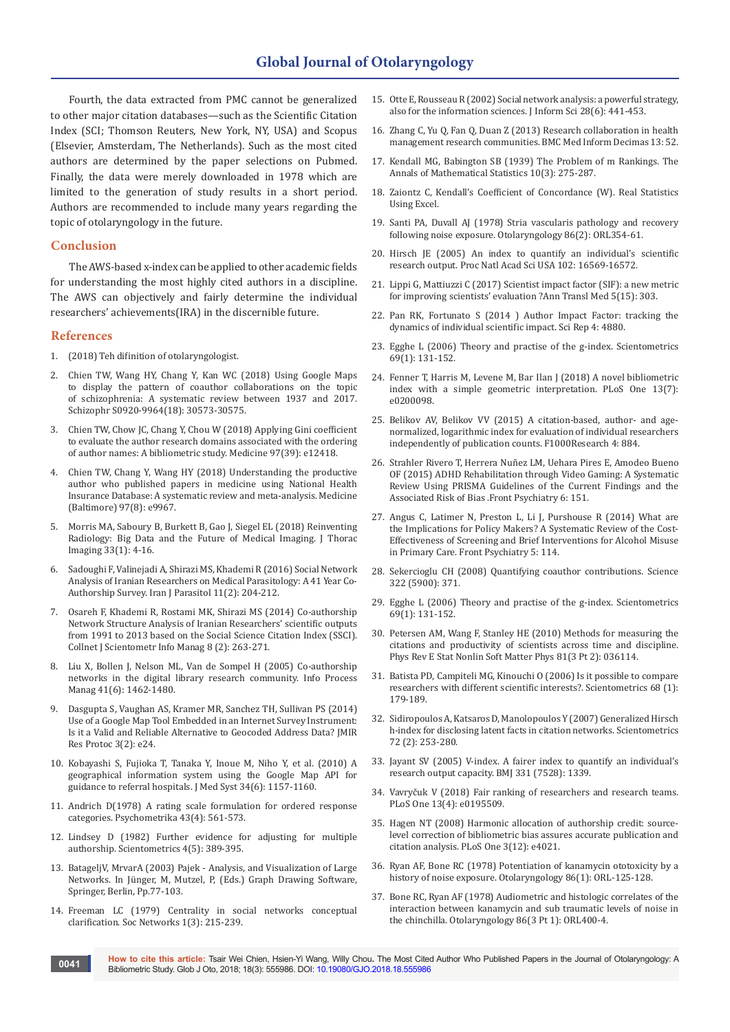Fourth, the data extracted from PMC cannot be generalized to other major citation databases—such as the Scientific Citation Index (SCI; Thomson Reuters, New York, NY, USA) and Scopus (Elsevier, Amsterdam, The Netherlands). Such as the most cited authors are determined by the paper selections on Pubmed. Finally, the data were merely downloaded in 1978 which are limited to the generation of study results in a short period. Authors are recommended to include many years regarding the topic of otolaryngology in the future.

## Conclusion

The AWS-based x-index can be applied to other academic fields for understanding the most highly cited authors in a discipline. The AWS can objectively and fairly determine the individual researchers' achievements(IRA) in the discernible future.

## References

1. (2018) Teh difinition of otolaryngologist.
2. Chien TW, Wang HY, Chang Y, Kan WC (2018) Using Google Maps to display the pattern of coauthor collaborations on the topic of schizophrenia: A systematic review between 1937 and 2017. Schizophr S0920-9964(18): 30573-30575.
3. Chien TW, Chow JC, Chang Y, Chou W (2018) Applying Gini coefficient to evaluate the author research domains associated with the ordering of author names: A bibliometric study. Medicine 97(39): e12418.
4. Chien TW, Chang Y, Wang HY (2018) Understanding the productive author who published papers in medicine using National Health Insurance Database: A systematic review and meta-analysis. Medicine (Baltimore) 97(8): e9967.
5. Morris MA, Saboury B, Burkett B, Gao J, Siegel EL (2018) Reinventing Radiology: Big Data and the Future of Medical Imaging. J Thorac Imaging 33(1): 4-16.
6. Sadoughi F, Valinejadi A, Shirazi MS, Khademi R (2016) Social Network Analysis of Iranian Researchers on Medical Parasitology: A 41 Year Co-Authorship Survey. Iran J Parasitol 11(2): 204-212.
7. Osareh F, Khademi R, Rostami MK, Shirazi MS (2014) Co-authorship Network Structure Analysis of Iranian Researchers' scientific outputs from 1991 to 2013 based on the Social Science Citation Index (SSCI). Collnet J Scientometr Info Manag 8 (2): 263-271.
8. Liu X, Bollen J, Nelson ML, Van de Sompel H (2005) Co-authorship networks in the digital library research community. Info Process Manag 41(6): 1462-1480.
9. Dasgupta S, Vaughan AS, Kramer MR, Sanchez TH, Sullivan PS (2014) Use of a Google Map Tool Embedded in an Internet Survey Instrument: Is it a Valid and Reliable Alternative to Geocoded Address Data? JMIR Res Protoc 3(2): e24.
10. Kobayashi S, Fujioka T, Tanaka Y, Inoue M, Niho Y, et al. (2010) A geographical information system using the Google Map API for guidance to referral hospitals. J Med Syst 34(6): 1157-1160.
11. Andrich D(1978) A rating scale formulation for ordered response categories. Psychometrika 43(4): 561-573.
12. Lindsey D (1982) Further evidence for adjusting for multiple authorship. Scientometrics 4(5): 389-395.
13. BatageljV, MrvarA (2003) Pajek - Analysis, and Visualization of Large Networks. In Jünger, M, Mutzel, P, (Eds.) Graph Drawing Software, Springer, Berlin, Pp.77-103.
14. Freeman LC (1979) Centrality in social networks conceptual clarification. Soc Networks 1(3): 215-239.
15. Otte E, Rousseau R (2002) Social network analysis: a powerful strategy, also for the information sciences. J Inform Sci 28(6): 441-453.
16. Zhang C, Yu Q, Fan Q, Duan Z (2013) Research collaboration in health management research communities. BMC Med Inform Decimas 13: 52.
17. Kendall MG, Babington SB (1939) The Problem of m Rankings. The Annals of Mathematical Statistics 10(3): 275-287.
18. Zaiontz C, Kendall's Coefficient of Concordance (W). Real Statistics Using Excel.
19. Santi PA, Duvall AJ (1978) Stria vascularis pathology and recovery following noise exposure. Otolaryngology 86(2): ORL354-61.
20. Hirsch JE (2005) An index to quantify an individual's scientific research output. Proc Natl Acad Sci USA 102: 16569-16572.
21. Lippi G, Mattiuzzi C (2017) Scientist impact factor (SIF): a new metric for improving scientists' evaluation ?Ann Transl Med 5(15): 303.
22. Pan RK, Fortunato S (2014 ) Author Impact Factor: tracking the dynamics of individual scientific impact. Sci Rep 4: 4880.
23. Egghe L (2006) Theory and practise of the g-index. Scientometrics 69(1): 131-152.
24. Fenner T, Harris M, Levene M, Bar Ilan J (2018) A novel bibliometric index with a simple geometric interpretation. PLoS One 13(7): e0200098.
25. Belikov AV, Belikov VV (2015) A citation-based, author- and age-normalized, logarithmic index for evaluation of individual researchers independently of publication counts. F1000Research 4: 884.
26. Strahler Rivero T, Herrera Nuñez LM, Uehara Pires E, Amodeo Bueno OF (2015) ADHD Rehabilitation through Video Gaming: A Systematic Review Using PRISMA Guidelines of the Current Findings and the Associated Risk of Bias .Front Psychiatry 6: 151.
27. Angus C, Latimer N, Preston L, Li J, Purshouse R (2014) What are the Implications for Policy Makers? A Systematic Review of the Cost-Effectiveness of Screening and Brief Interventions for Alcohol Misuse in Primary Care. Front Psychiatry 5: 114.
28. Sekercioglu CH (2008) Quantifying coauthor contributions. Science 322 (5900): 371.
29. Egghe L (2006) Theory and practise of the g-index. Scientometrics 69(1): 131-152.
30. Petersen AM, Wang F, Stanley HE (2010) Methods for measuring the citations and productivity of scientists across time and discipline. Phys Rev E Stat Nonlin Soft Matter Phys 81(3 Pt 2): 036114.
31. Batista PD, Campiteli MG, Kinouchi O (2006) Is it possible to compare researchers with different scientific interests?. Scientometrics 68 (1): 179-189.
32. Sidiropoulos A, Katsaros D, Manolopoulos Y (2007) Generalized Hirsch h-index for disclosing latent facts in citation networks. Scientometrics 72 (2): 253-280.
33. Jayant SV (2005) V-index. A fairer index to quantify an individual's research output capacity. BMJ 331 (7528): 1339.
34. Vavryčuk V (2018) Fair ranking of researchers and research teams. PLoS One 13(4): e0195509.
35. Hagen NT (2008) Harmonic allocation of authorship credit: source-level correction of bibliometric bias assures accurate publication and citation analysis. PLoS One 3(12): e4021.
36. Ryan AF, Bone RC (1978) Potentiation of kanamycin ototoxicity by a history of noise exposure. Otolaryngology 86(1): ORL-125-128.
37. Bone RC, Ryan AF (1978) Audiometric and histologic correlates of the interaction between kanamycin and sub traumatic levels of noise in the chinchilla. Otolaryngology 86(3 Pt 1): ORL400-4.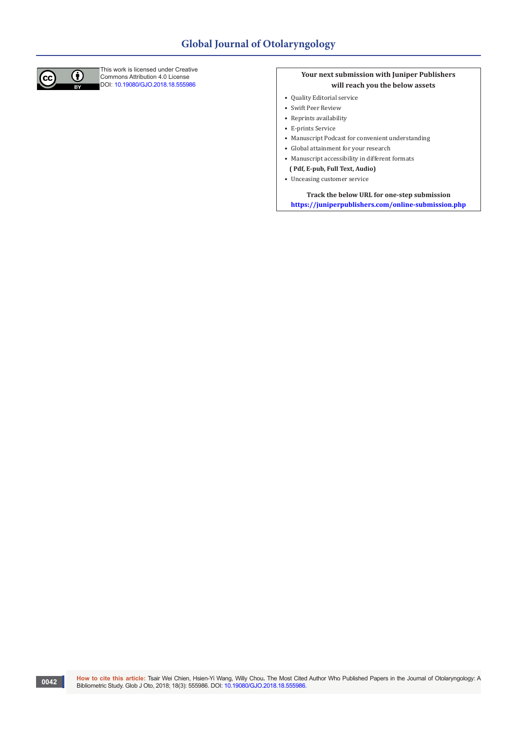This work is licensed under Creative Commons Attribution 4.0 License
DOI: 10.19080/GJO.2018.18.555986

**Your next submission with Juniper Publishers will reach you the below assets**

- Quality Editorial service
- Swift Peer Review
- Reprints availability
- E-prints Service
- Manuscript Podcast for convenient understanding
- Global attainment for your research
- Manuscript accessibility in different formats
  **( Pdf, E-pub, Full Text, Audio)**
- Unceasing customer service

**Track the below URL for one-step submission**
**https://juniperpublishers.com/online-submission.php**